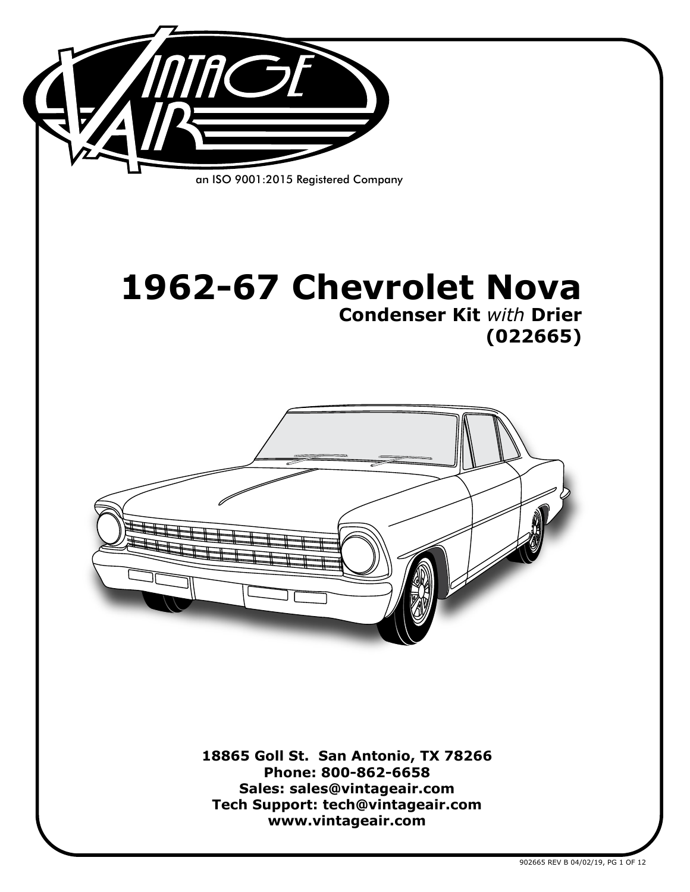an ISO 9001:2015 Registered Company

# 1962-67 Chevrolet Nova

## Condenser Kit *with* Drier

## (022665)

**18865 Goll St. San Antonio, TX 78266**
**Phone: 800-862-6658**
**Sales: sales@vintageair.com**
**Tech Support: tech@vintageair.com**
**www.vintageair.com**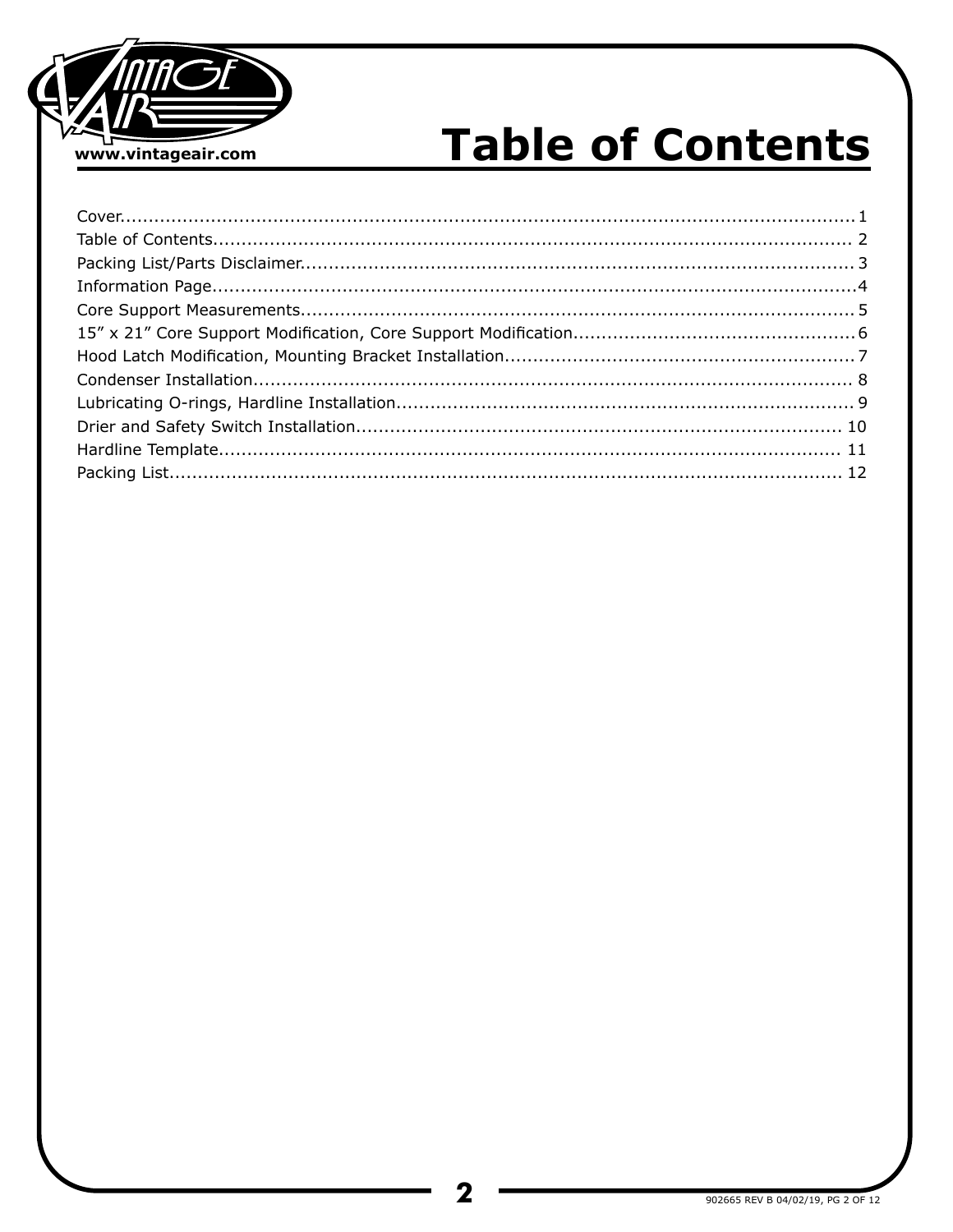www.vintageair.com

# Table of Contents

Cover....1
Table of Contents....2
Packing List/Parts Disclaimer....3
Information Page....4
Core Support Measurements....5
15” x 21” Core Support Modification, Core Support Modification....6
Hood Latch Modification, Mounting Bracket Installation....7
Condenser Installation....8
Lubricating O-rings, Hardline Installation....9
Drier and Safety Switch Installation....10
Hardline Template....11
Packing List....12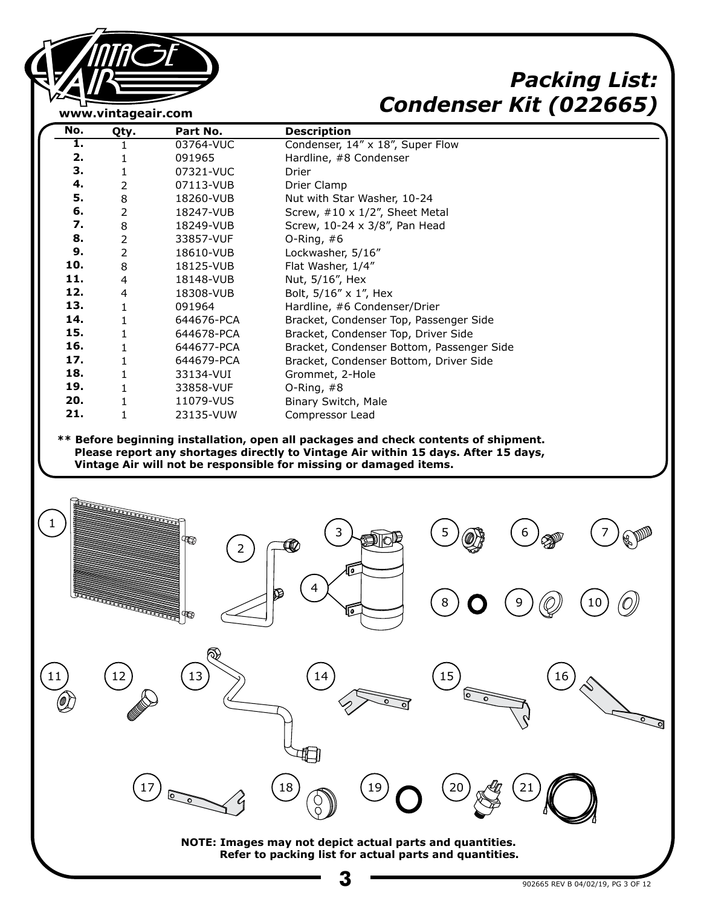www.vintageair.com

# Packing List: Condenser Kit (022665)

| No. | Qty. | Part No. | Description |
|---|---|---|---|
| 1. | 1 | 03764-VUC | Condenser, 14” x 18”, Super Flow |
| 2. | 1 | 091965 | Hardline, #8 Condenser |
| 3. | 1 | 07321-VUC | Drier |
| 4. | 2 | 07113-VUB | Drier Clamp |
| 5. | 8 | 18260-VUB | Nut with Star Washer, 10-24 |
| 6. | 2 | 18247-VUB | Screw, #10 x 1/2”, Sheet Metal |
| 7. | 8 | 18249-VUB | Screw, 10-24 x 3/8”, Pan Head |
| 8. | 2 | 33857-VUF | O-Ring, #6 |
| 9. | 2 | 18610-VUB | Lockwasher, 5/16” |
| 10. | 8 | 18125-VUB | Flat Washer, 1/4” |
| 11. | 4 | 18148-VUB | Nut, 5/16”, Hex |
| 12. | 4 | 18308-VUB | Bolt, 5/16” x 1”, Hex |
| 13. | 1 | 091964 | Hardline, #6 Condenser/Drier |
| 14. | 1 | 644676-PCA | Bracket, Condenser Top, Passenger Side |
| 15. | 1 | 644678-PCA | Bracket, Condenser Top, Driver Side |
| 16. | 1 | 644677-PCA | Bracket, Condenser Bottom, Passenger Side |
| 17. | 1 | 644679-PCA | Bracket, Condenser Bottom, Driver Side |
| 18. | 1 | 33134-VUI | Grommet, 2-Hole |
| 19. | 1 | 33858-VUF | O-Ring, #8 |
| 20. | 1 | 11079-VUS | Binary Switch, Male |
| 21. | 1 | 23135-VUW | Compressor Lead |

**\*\* Before beginning installation, open all packages and check contents of shipment. Please report any shortages directly to Vintage Air within 15 days. After 15 days, Vintage Air will not be responsible for missing or damaged items.**

**NOTE: Images may not depict actual parts and quantities. Refer to packing list for actual parts and quantities.**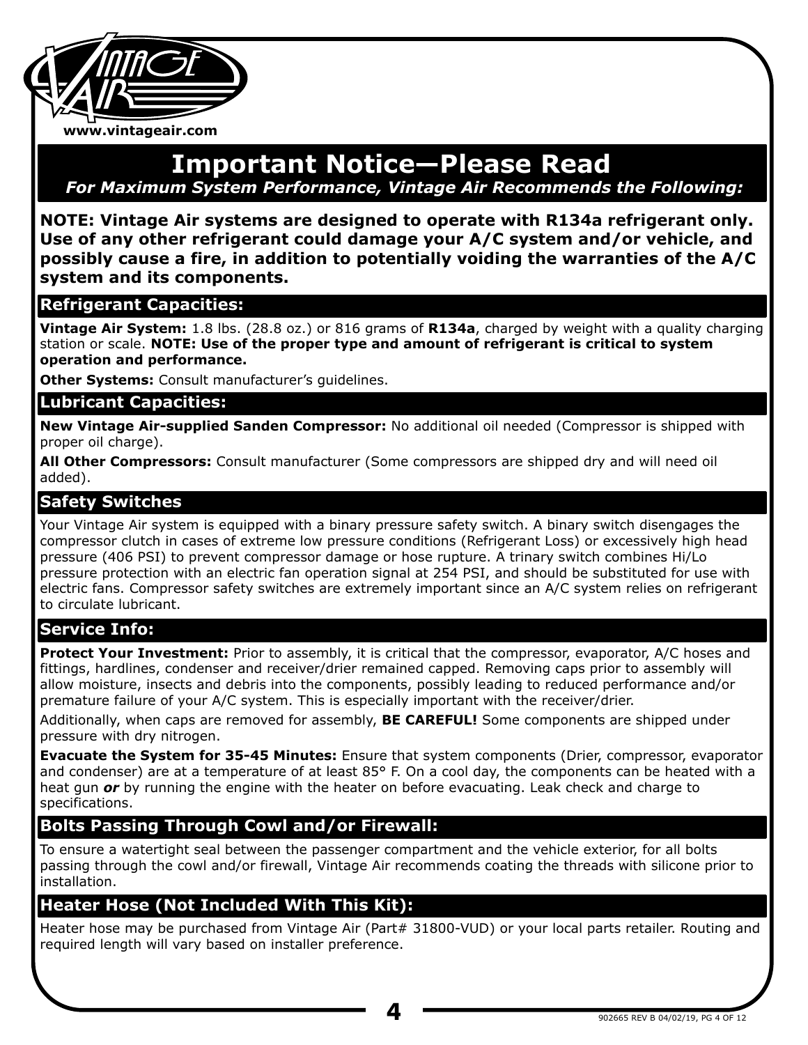# Important Notice—Please Read

*For Maximum System Performance, Vintage Air Recommends the Following:*

**NOTE: Vintage Air systems are designed to operate with R134a refrigerant only. Use of any other refrigerant could damage your A/C system and/or vehicle, and possibly cause a fire, in addition to potentially voiding the warranties of the A/C system and its components.**

## Refrigerant Capacities:

**Vintage Air System:** 1.8 lbs. (28.8 oz.) or 816 grams of **R134a**, charged by weight with a quality charging station or scale. **NOTE: Use of the proper type and amount of refrigerant is critical to system operation and performance.**

**Other Systems:** Consult manufacturer's guidelines.

## Lubricant Capacities:

**New Vintage Air-supplied Sanden Compressor:** No additional oil needed (Compressor is shipped with proper oil charge).

**All Other Compressors:** Consult manufacturer (Some compressors are shipped dry and will need oil added).

## Safety Switches

Your Vintage Air system is equipped with a binary pressure safety switch. A binary switch disengages the compressor clutch in cases of extreme low pressure conditions (Refrigerant Loss) or excessively high head pressure (406 PSI) to prevent compressor damage or hose rupture. A trinary switch combines Hi/Lo pressure protection with an electric fan operation signal at 254 PSI, and should be substituted for use with electric fans. Compressor safety switches are extremely important since an A/C system relies on refrigerant to circulate lubricant.

## Service Info:

**Protect Your Investment:** Prior to assembly, it is critical that the compressor, evaporator, A/C hoses and fittings, hardlines, condenser and receiver/drier remained capped. Removing caps prior to assembly will allow moisture, insects and debris into the components, possibly leading to reduced performance and/or premature failure of your A/C system. This is especially important with the receiver/drier.

Additionally, when caps are removed for assembly, **BE CAREFUL!** Some components are shipped under pressure with dry nitrogen.

**Evacuate the System for 35-45 Minutes:** Ensure that system components (Drier, compressor, evaporator and condenser) are at a temperature of at least 85° F. On a cool day, the components can be heated with a heat gun ***or*** by running the engine with the heater on before evacuating. Leak check and charge to specifications.

## Bolts Passing Through Cowl and/or Firewall:

To ensure a watertight seal between the passenger compartment and the vehicle exterior, for all bolts passing through the cowl and/or firewall, Vintage Air recommends coating the threads with silicone prior to installation.

## Heater Hose (Not Included With This Kit):

Heater hose may be purchased from Vintage Air (Part# 31800-VUD) or your local parts retailer. Routing and required length will vary based on installer preference.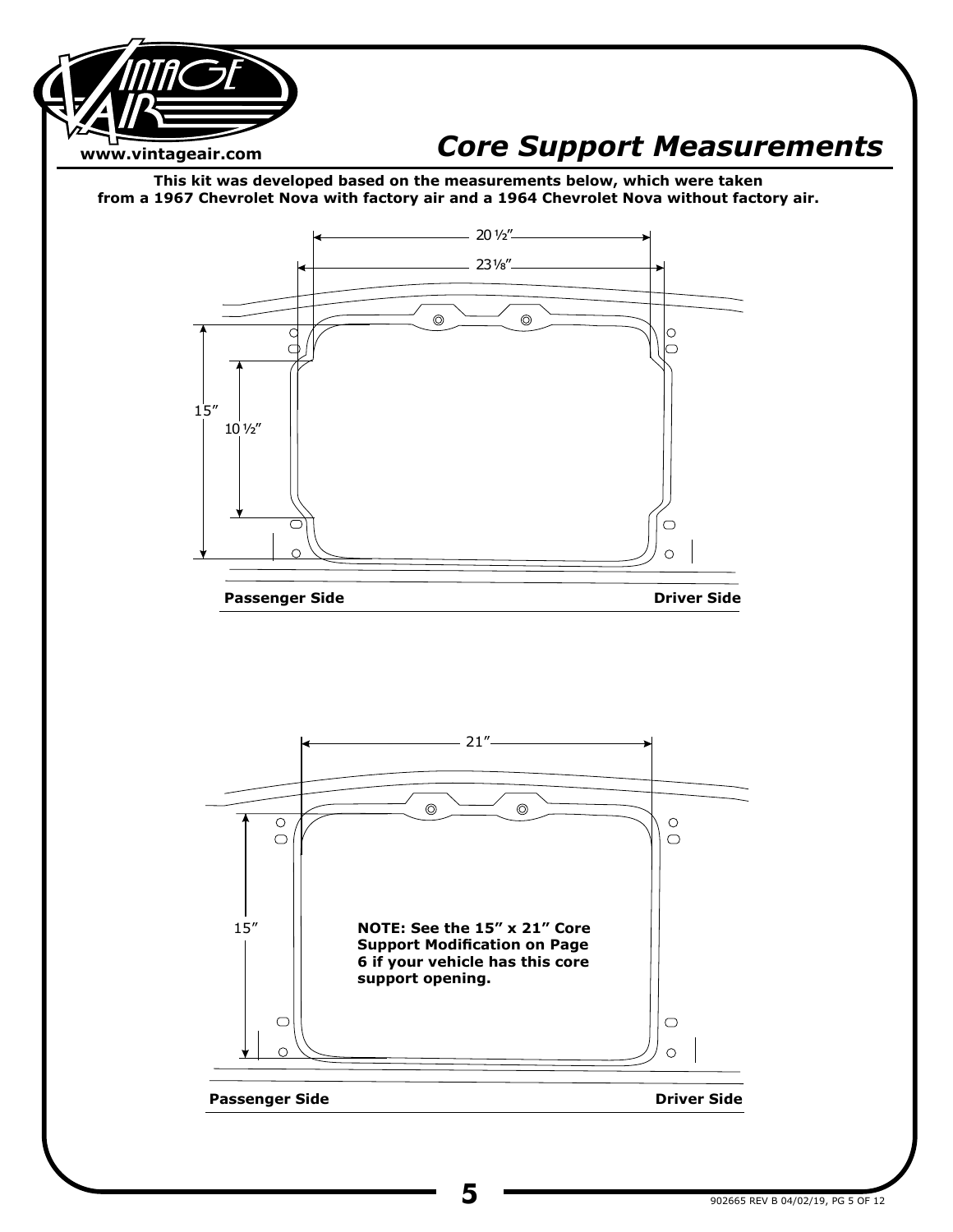# Core Support Measurements

**This kit was developed based on the measurements below, which were taken from a 1967 Chevrolet Nova with factory air and a 1964 Chevrolet Nova without factory air.**

20 ½″

23⅛″

15″

10 ½″

**Passenger Side** **Driver Side**

21″

15″

**NOTE: See the 15″ x 21″ Core Support Modification on Page 6 if your vehicle has this core support opening.**

**Passenger Side** **Driver Side**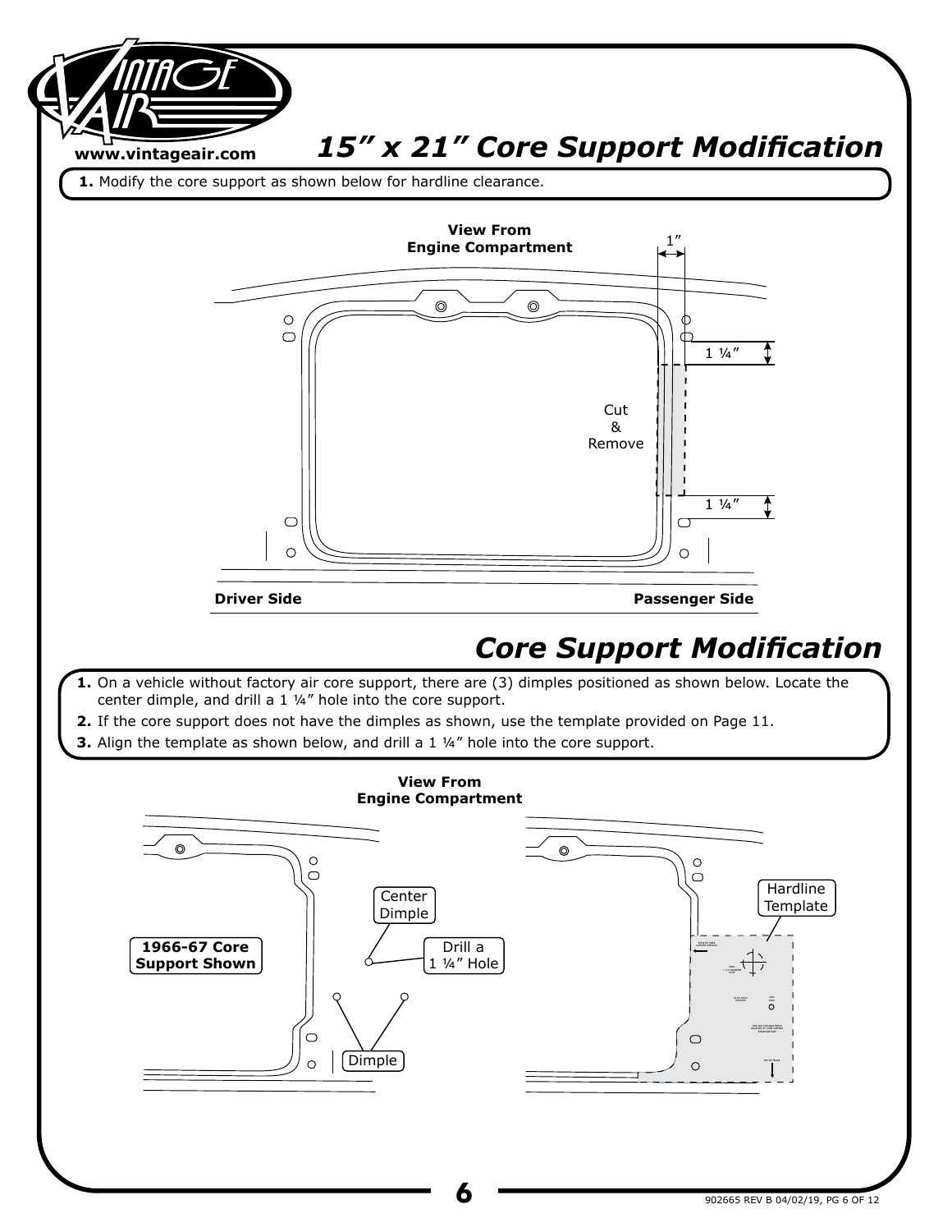## 15” x 21” Core Support Modification

**1.** Modify the core support as shown below for hardline clearance.

**View From Engine Compartment**

1”

1 ¼”

Cut & Remove

1 ¼”

**Driver Side** **Passenger Side**

## Core Support Modification

**1.** On a vehicle without factory air core support, there are (3) dimples positioned as shown below. Locate the center dimple, and drill a 1 ¼” hole into the core support.

**2.** If the core support does not have the dimples as shown, use the template provided on Page 11.

**3.** Align the template as shown below, and drill a 1 ¼” hole into the core support.

**View From Engine Compartment**

**1966-67 Core Support Shown**

Center Dimple

Drill a 1 ¼” Hole

Dimple

Hardline Template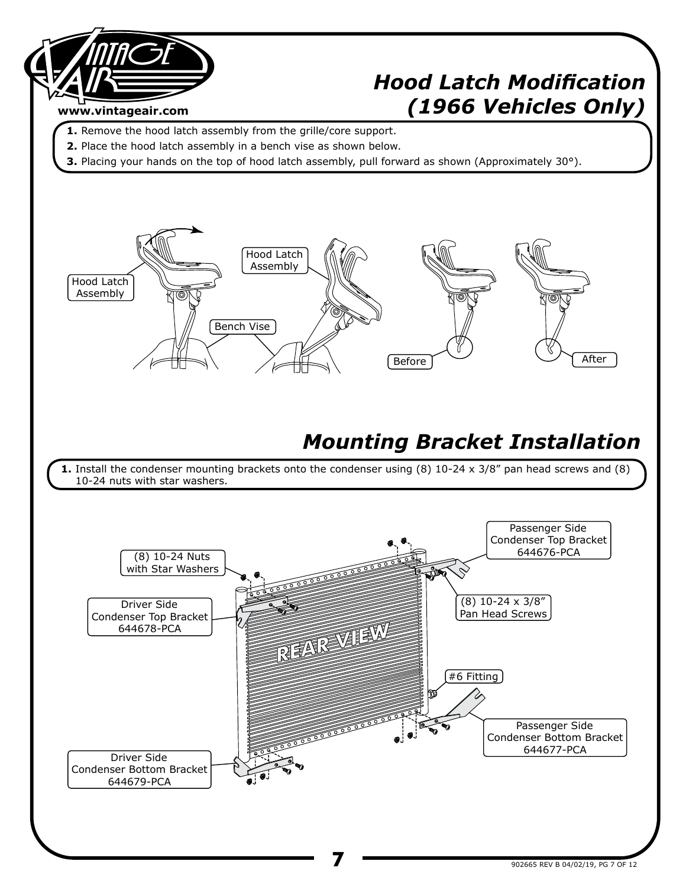# Hood Latch Modification (1966 Vehicles Only)

1. Remove the hood latch assembly from the grille/core support.
2. Place the hood latch assembly in a bench vise as shown below.
3. Placing your hands on the top of hood latch assembly, pull forward as shown (Approximately 30°).

Hood Latch Assembly

Hood Latch Assembly

Bench Vise

Before

After

# Mounting Bracket Installation

1. Install the condenser mounting brackets onto the condenser using (8) 10-24 x 3/8" pan head screws and (8) 10-24 nuts with star washers.

(8) 10-24 Nuts with Star Washers

Driver Side Condenser Top Bracket 644678-PCA

Passenger Side Condenser Top Bracket 644676-PCA

(8) 10-24 x 3/8" Pan Head Screws

REAR VIEW

#6 Fitting

Passenger Side Condenser Bottom Bracket 644677-PCA

Driver Side Condenser Bottom Bracket 644679-PCA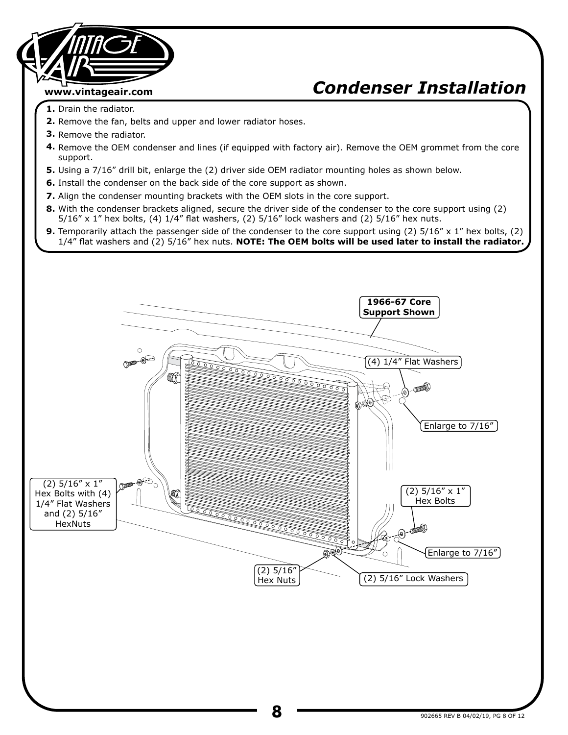www.vintageair.com

# Condenser Installation

1. Drain the radiator.
2. Remove the fan, belts and upper and lower radiator hoses.
3. Remove the radiator.
4. Remove the OEM condenser and lines (if equipped with factory air). Remove the OEM grommet from the core support.
5. Using a 7/16” drill bit, enlarge the (2) driver side OEM radiator mounting holes as shown below.
6. Install the condenser on the back side of the core support as shown.
7. Align the condenser mounting brackets with the OEM slots in the core support.
8. With the condenser brackets aligned, secure the driver side of the condenser to the core support using (2) 5/16” x 1” hex bolts, (4) 1/4” flat washers, (2) 5/16” lock washers and (2) 5/16” hex nuts.
9. Temporarily attach the passenger side of the condenser to the core support using (2) 5/16” x 1” hex bolts, (2) 1/4” flat washers and (2) 5/16” hex nuts. **NOTE: The OEM bolts will be used later to install the radiator.**

**1966-67 Core Support Shown**

(4) 1/4” Flat Washers

Enlarge to 7/16”

(2) 5/16” x 1” Hex Bolts with (4) 1/4” Flat Washers and (2) 5/16” HexNuts

(2) 5/16” x 1” Hex Bolts

Enlarge to 7/16”

(2) 5/16” Hex Nuts

(2) 5/16” Lock Washers

902665 REV B 04/02/19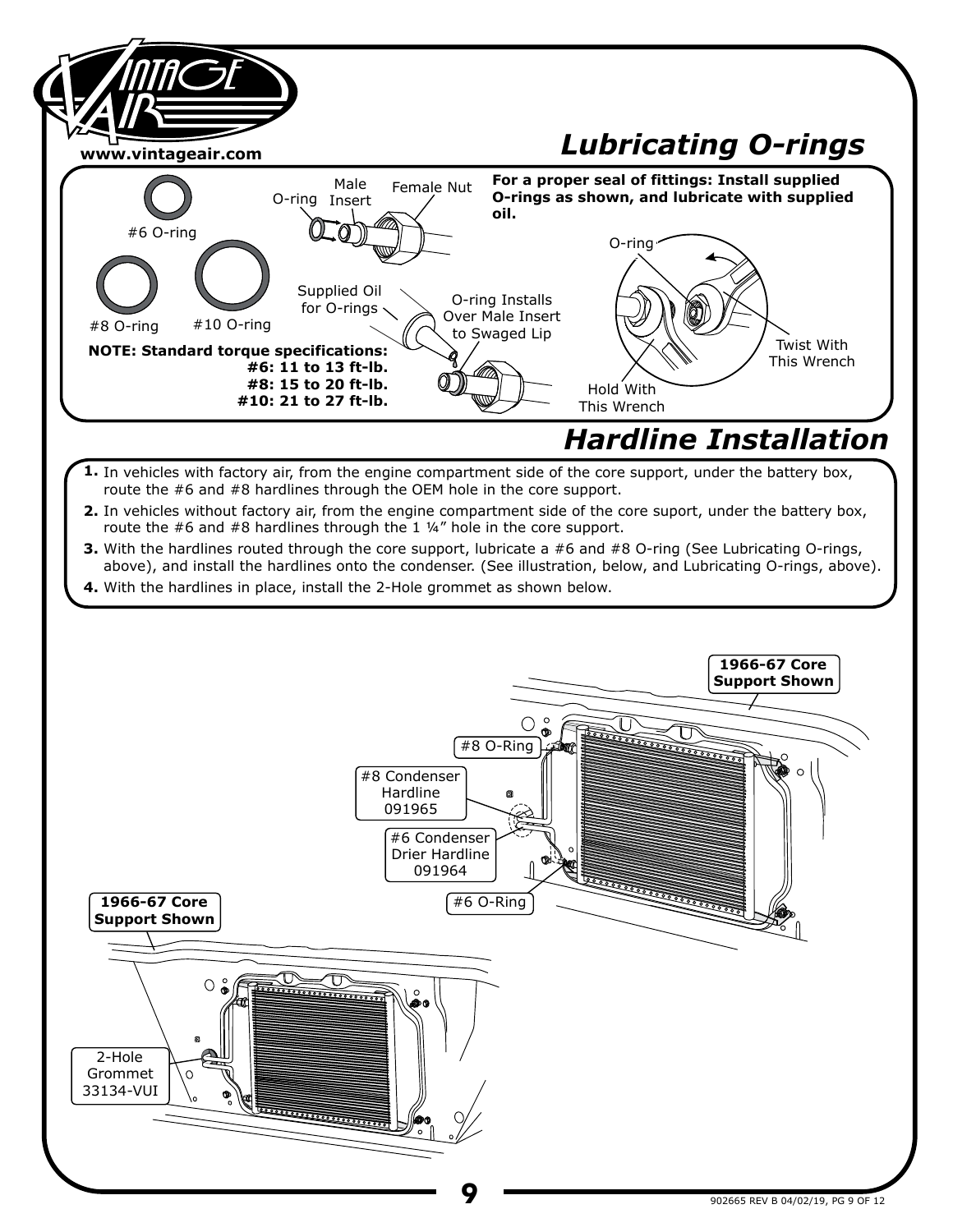## Lubricating O-rings

**For a proper seal of fittings: Install supplied O-rings as shown, and lubricate with supplied oil.**

#6 O-ring

#8 O-ring

#10 O-ring

O-ring

Male Insert

Female Nut

Supplied Oil for O-rings

O-ring Installs Over Male Insert to Swaged Lip

O-ring

Twist With This Wrench

Hold With This Wrench

**NOTE: Standard torque specifications:**
**#6: 11 to 13 ft-lb.**
**#8: 15 to 20 ft-lb.**
**#10: 21 to 27 ft-lb.**

## Hardline Installation

1. In vehicles with factory air, from the engine compartment side of the core support, under the battery box, route the #6 and #8 hardlines through the OEM hole in the core support.
2. In vehicles without factory air, from the engine compartment side of the core suport, under the battery box, route the #6 and #8 hardlines through the 1 ¼" hole in the core support.
3. With the hardlines routed through the core support, lubricate a #6 and #8 O-ring (See Lubricating O-rings, above), and install the hardlines onto the condenser. (See illustration, below, and Lubricating O-rings, above).
4. With the hardlines in place, install the 2-Hole grommet as shown below.

**1966-67 Core Support Shown**

#8 O-Ring

#8 Condenser Hardline 091965

#6 Condenser Drier Hardline 091964

#6 O-Ring

**1966-67 Core Support Shown**

2-Hole Grommet 33134-VUI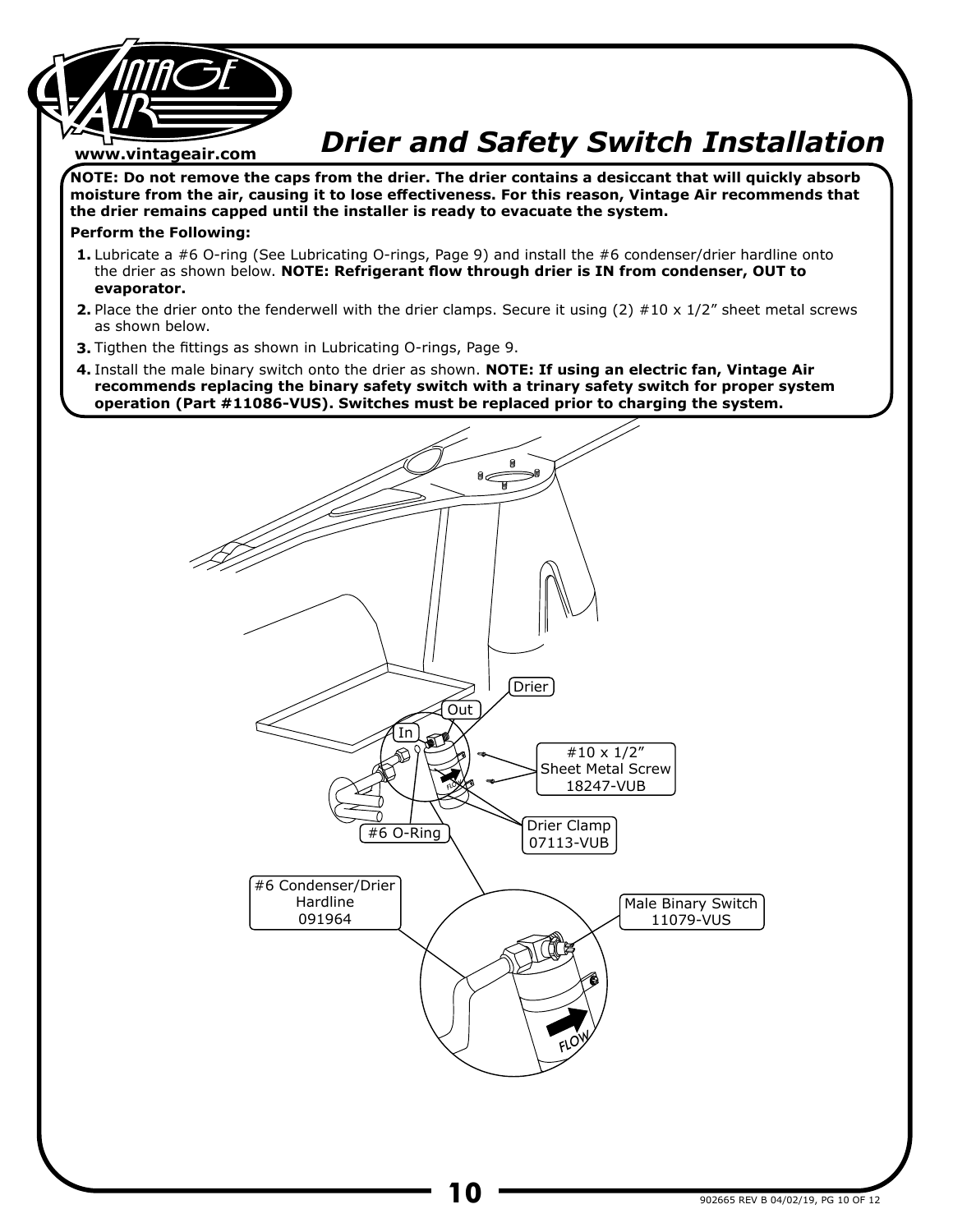# Drier and Safety Switch Installation

**NOTE: Do not remove the caps from the drier. The drier contains a desiccant that will quickly absorb moisture from the air, causing it to lose effectiveness. For this reason, Vintage Air recommends that the drier remains capped until the installer is ready to evacuate the system.**

**Perform the Following:**

1. Lubricate a #6 O-ring (See Lubricating O-rings, Page 9) and install the #6 condenser/drier hardline onto the drier as shown below. **NOTE: Refrigerant flow through drier is IN from condenser, OUT to evaporator.**
2. Place the drier onto the fenderwell with the drier clamps. Secure it using (2) #10 x 1/2" sheet metal screws as shown below.
3. Tigthen the fittings as shown in Lubricating O-rings, Page 9.
4. Install the male binary switch onto the drier as shown. **NOTE: If using an electric fan, Vintage Air recommends replacing the binary safety switch with a trinary safety switch for proper system operation (Part #11086-VUS). Switches must be replaced prior to charging the system.**

Drier

Out

In

#10 x 1/2" Sheet Metal Screw 18247-VUB

Drier Clamp 07113-VUB

#6 O-Ring

#6 Condenser/Drier Hardline 091964

Male Binary Switch 11079-VUS

FLOW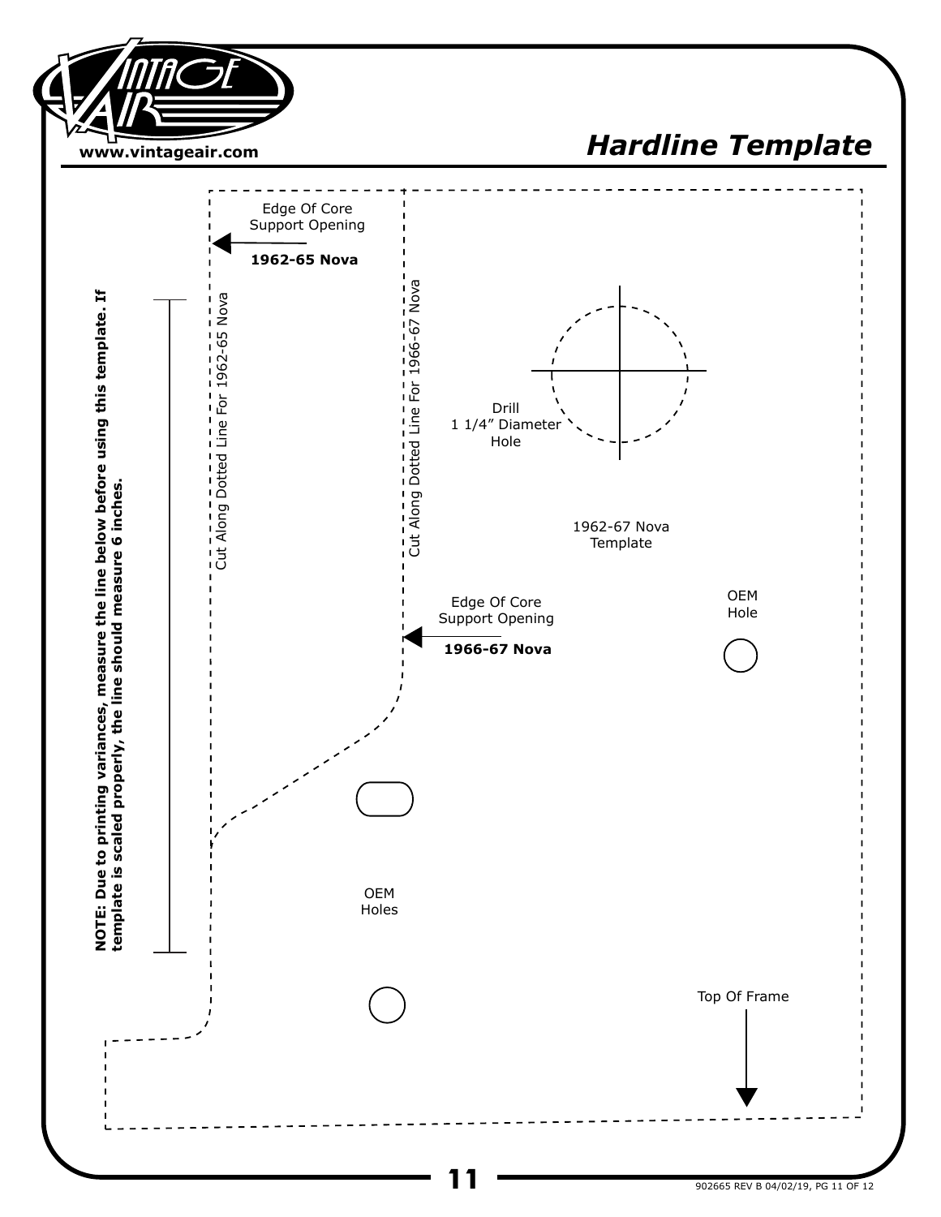# Hardline Template

**NOTE: Due to printing variances, measure the line below before using this template. If template is scaled properly, the line should measure 6 inches.**

Edge Of Core Support Opening

**1962-65 Nova**

Cut Along Dotted Line For 1962-65 Nova

Cut Along Dotted Line For 1966-67 Nova

Drill 1 1/4" Diameter Hole

1962-67 Nova Template

OEM Hole

Edge Of Core Support Opening

**1966-67 Nova**

OEM Holes

Top Of Frame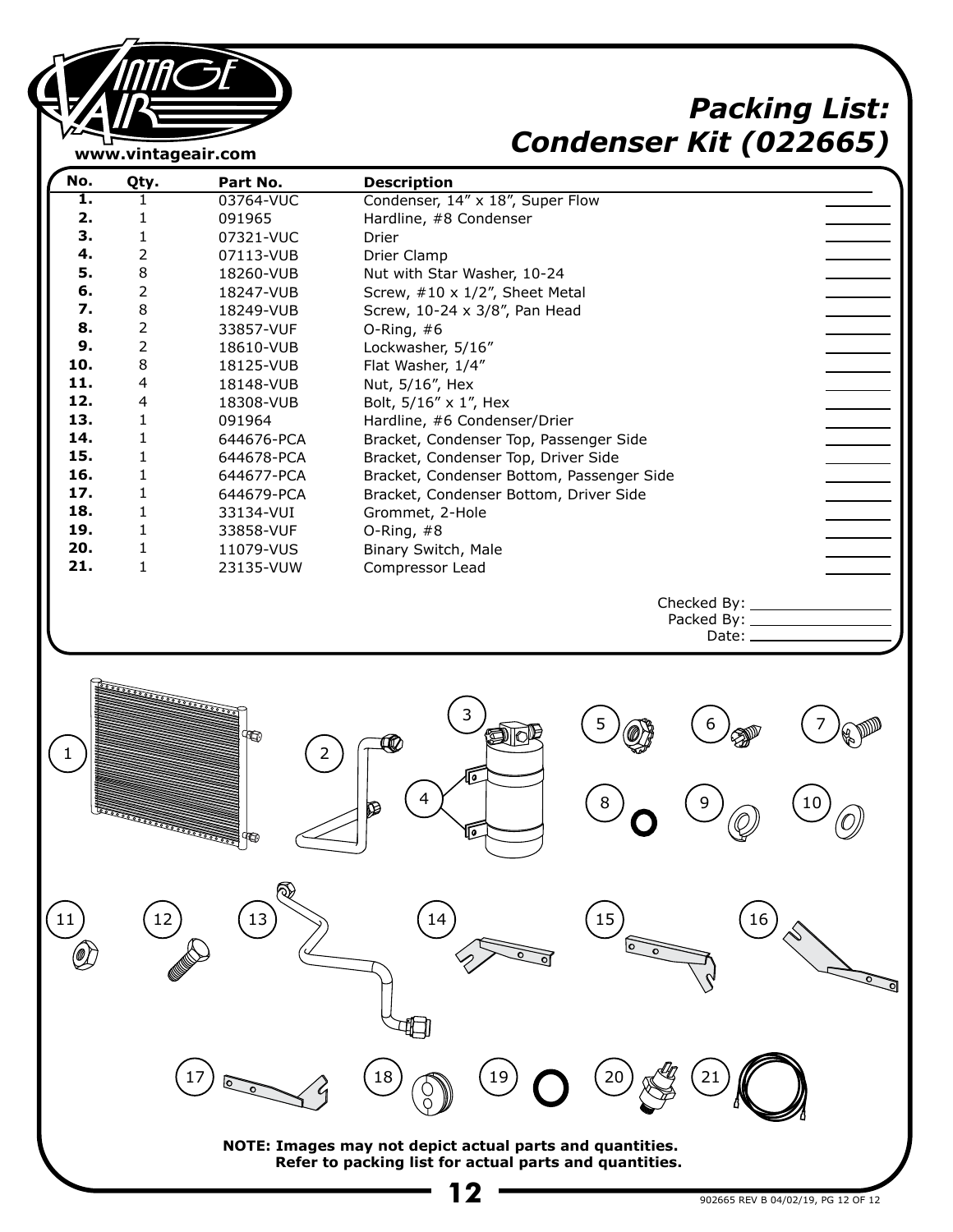# Packing List: Condenser Kit (022665)

www.vintageair.com

| No. | Qty. | Part No. | Description | |
|---|---|---|---|---|
| 1. | 1 | 03764-VUC | Condenser, 14” x 18”, Super Flow | ______ |
| 2. | 1 | 091965 | Hardline, #8 Condenser | ______ |
| 3. | 1 | 07321-VUC | Drier | ______ |
| 4. | 2 | 07113-VUB | Drier Clamp | ______ |
| 5. | 8 | 18260-VUB | Nut with Star Washer, 10-24 | ______ |
| 6. | 2 | 18247-VUB | Screw, #10 x 1/2”, Sheet Metal | ______ |
| 7. | 8 | 18249-VUB | Screw, 10-24 x 3/8”, Pan Head | ______ |
| 8. | 2 | 33857-VUF | O-Ring, #6 | ______ |
| 9. | 2 | 18610-VUB | Lockwasher, 5/16” | ______ |
| 10. | 8 | 18125-VUB | Flat Washer, 1/4” | ______ |
| 11. | 4 | 18148-VUB | Nut, 5/16”, Hex | ______ |
| 12. | 4 | 18308-VUB | Bolt, 5/16” x 1”, Hex | ______ |
| 13. | 1 | 091964 | Hardline, #6 Condenser/Drier | ______ |
| 14. | 1 | 644676-PCA | Bracket, Condenser Top, Passenger Side | ______ |
| 15. | 1 | 644678-PCA | Bracket, Condenser Top, Driver Side | ______ |
| 16. | 1 | 644677-PCA | Bracket, Condenser Bottom, Passenger Side | ______ |
| 17. | 1 | 644679-PCA | Bracket, Condenser Bottom, Driver Side | ______ |
| 18. | 1 | 33134-VUI | Grommet, 2-Hole | ______ |
| 19. | 1 | 33858-VUF | O-Ring, #8 | ______ |
| 20. | 1 | 11079-VUS | Binary Switch, Male | ______ |
| 21. | 1 | 23135-VUW | Compressor Lead | ______ |

Checked By: ______________

Packed By: ______________

Date: ______________

1 2 3 4 5 6 7 8 9 10 11 12 13 14 15 16 17 18 19 20 21

**NOTE: Images may not depict actual parts and quantities. Refer to packing list for actual parts and quantities.**

902665 REV B 04/02/19